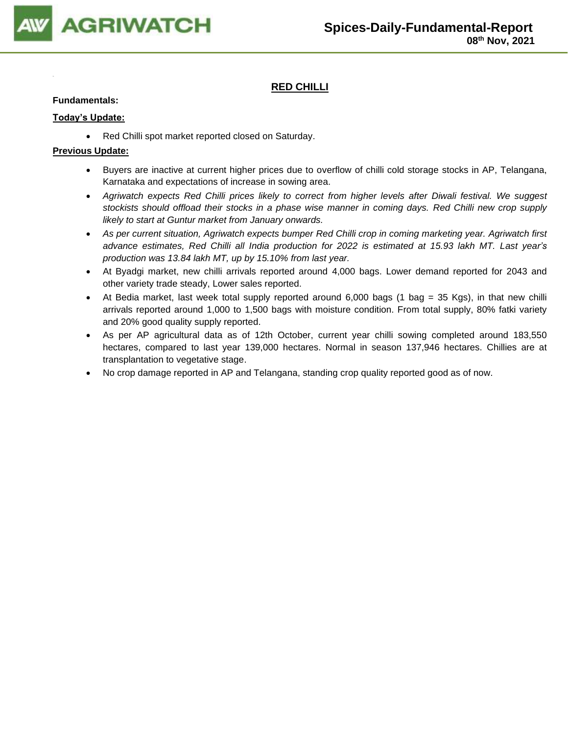# RED CHILLI

**Fundamentals:**

**Today's Update:**

- Red Chilli spot market reported closed on Saturday.

**Previous Update:**

- Buyers are inactive at current higher prices due to overflow of chilli cold storage stocks in AP, Telangana, Karnataka and expectations of increase in sowing area.
- *Agriwatch expects Red Chilli prices likely to correct from higher levels after Diwali festival. We suggest stockists should offload their stocks in a phase wise manner in coming days. Red Chilli new crop supply likely to start at Guntur market from January onwards.*
- *As per current situation, Agriwatch expects bumper Red Chilli crop in coming marketing year. Agriwatch first advance estimates, Red Chilli all India production for 2022 is estimated at 15.93 lakh MT. Last year's production was 13.84 lakh MT, up by 15.10% from last year.*
- At Byadgi market, new chilli arrivals reported around 4,000 bags. Lower demand reported for 2043 and other variety trade steady, Lower sales reported.
- At Bedia market, last week total supply reported around 6,000 bags (1 bag = 35 Kgs), in that new chilli arrivals reported around 1,000 to 1,500 bags with moisture condition. From total supply, 80% fatki variety and 20% good quality supply reported.
- As per AP agricultural data as of 12th October, current year chilli sowing completed around 183,550 hectares, compared to last year 139,000 hectares. Normal in season 137,946 hectares. Chillies are at transplantation to vegetative stage.
- No crop damage reported in AP and Telangana, standing crop quality reported good as of now.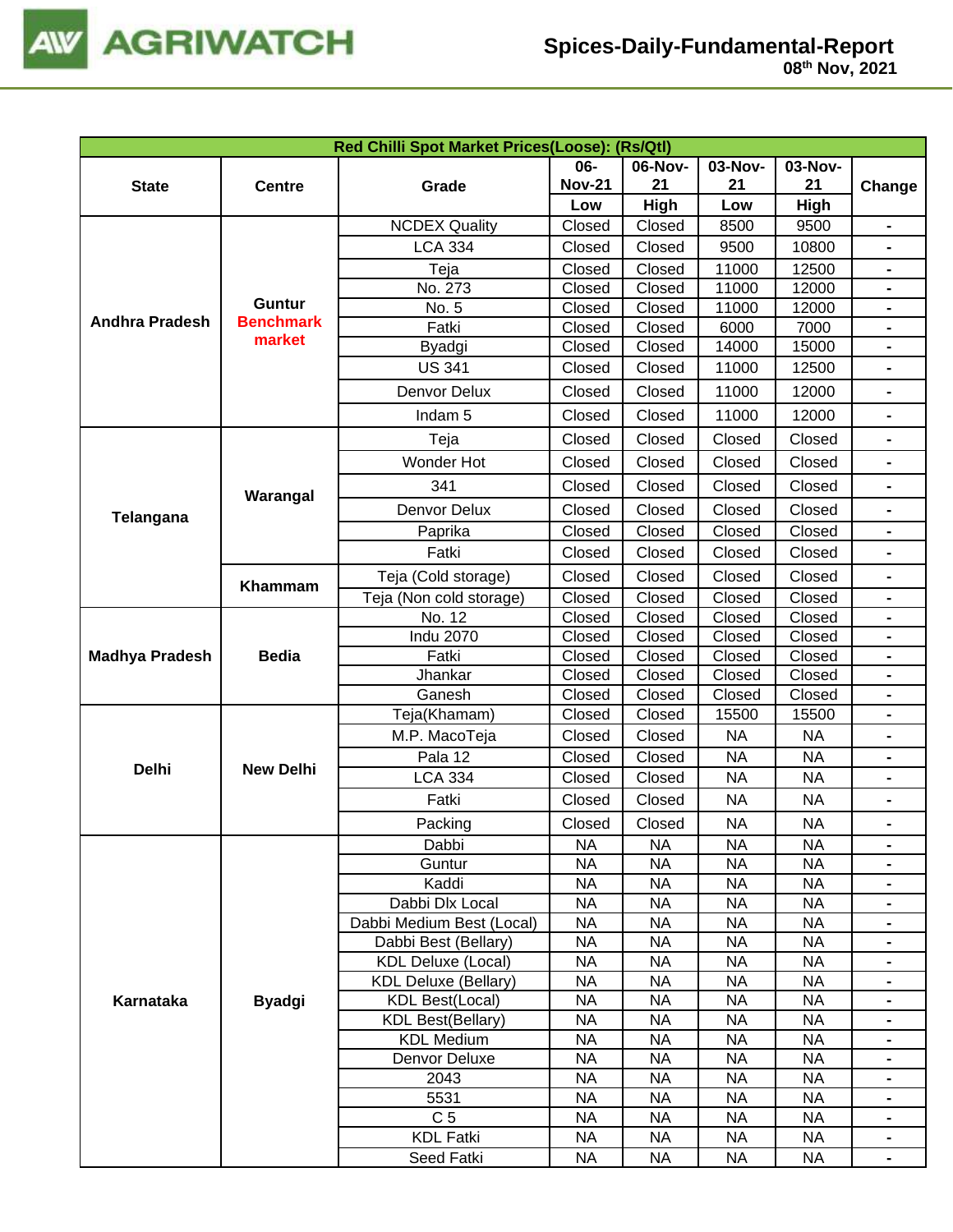| Red Chilli Spot Market Prices(Loose): (Rs/Qtl) | | | | | | | |
|---|---|---|---|---|---|---|---|
| State | Centre | Grade | 06-Nov-21 Low | 06-Nov-21 High | 03-Nov-21 Low | 03-Nov-21 High | Change |
| Andhra Pradesh | Guntur Benchmark market | NCDEX Quality | Closed | Closed | 8500 | 9500 | - |
| | | LCA 334 | Closed | Closed | 9500 | 10800 | - |
| | | Teja | Closed | Closed | 11000 | 12500 | - |
| | | No. 273 | Closed | Closed | 11000 | 12000 | - |
| | | No. 5 | Closed | Closed | 11000 | 12000 | - |
| | | Fatki | Closed | Closed | 6000 | 7000 | - |
| | | Byadgi | Closed | Closed | 14000 | 15000 | - |
| | | US 341 | Closed | Closed | 11000 | 12500 | - |
| | | Denvor Delux | Closed | Closed | 11000 | 12000 | - |
| | | Indam 5 | Closed | Closed | 11000 | 12000 | - |
| Telangana | Warangal | Teja | Closed | Closed | Closed | Closed | - |
| | | Wonder Hot | Closed | Closed | Closed | Closed | - |
| | | 341 | Closed | Closed | Closed | Closed | - |
| | | Denvor Delux | Closed | Closed | Closed | Closed | - |
| | | Paprika | Closed | Closed | Closed | Closed | - |
| | | Fatki | Closed | Closed | Closed | Closed | - |
| | Khammam | Teja (Cold storage) | Closed | Closed | Closed | Closed | - |
| | | Teja (Non cold storage) | Closed | Closed | Closed | Closed | - |
| Madhya Pradesh | Bedia | No. 12 | Closed | Closed | Closed | Closed | - |
| | | Indu 2070 | Closed | Closed | Closed | Closed | - |
| | | Fatki | Closed | Closed | Closed | Closed | - |
| | | Jhankar | Closed | Closed | Closed | Closed | - |
| | | Ganesh | Closed | Closed | Closed | Closed | - |
| Delhi | New Delhi | Teja(Khamam) | Closed | Closed | 15500 | 15500 | - |
| | | M.P. MacoTeja | Closed | Closed | NA | NA | - |
| | | Pala 12 | Closed | Closed | NA | NA | - |
| | | LCA 334 | Closed | Closed | NA | NA | - |
| | | Fatki | Closed | Closed | NA | NA | - |
| | | Packing | Closed | Closed | NA | NA | - |
| Karnataka | Byadgi | Dabbi | NA | NA | NA | NA | - |
| | | Guntur | NA | NA | NA | NA | - |
| | | Kaddi | NA | NA | NA | NA | - |
| | | Dabbi Dlx Local | NA | NA | NA | NA | - |
| | | Dabbi Medium Best (Local) | NA | NA | NA | NA | - |
| | | Dabbi Best (Bellary) | NA | NA | NA | NA | - |
| | | KDL Deluxe (Local) | NA | NA | NA | NA | - |
| | | KDL Deluxe (Bellary) | NA | NA | NA | NA | - |
| | | KDL Best(Local) | NA | NA | NA | NA | - |
| | | KDL Best(Bellary) | NA | NA | NA | NA | - |
| | | KDL Medium | NA | NA | NA | NA | - |
| | | Denvor Deluxe | NA | NA | NA | NA | - |
| | | 2043 | NA | NA | NA | NA | - |
| | | 5531 | NA | NA | NA | NA | - |
| | | C 5 | NA | NA | NA | NA | - |
| | | KDL Fatki | NA | NA | NA | NA | - |
| | | Seed Fatki | NA | NA | NA | NA | - |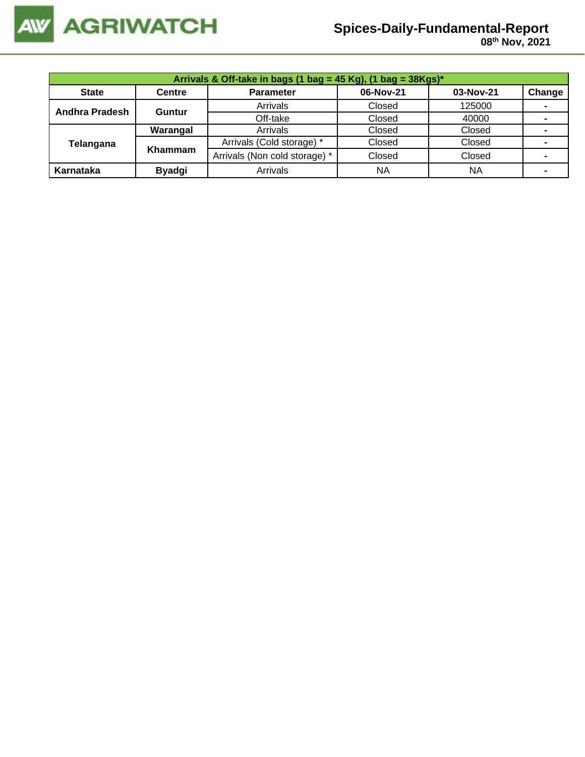| Arrivals & Off-take in bags (1 bag = 45 Kg), (1 bag = 38Kgs)* | | | | | |
|---|---|---|---|---|---|
| **State** | **Centre** | **Parameter** | **06-Nov-21** | **03-Nov-21** | **Change** |
| **Andhra Pradesh** | **Guntur** | Arrivals | Closed | 125000 | - |
| | | Off-take | Closed | 40000 | - |
| **Telangana** | **Warangal** | Arrivals | Closed | Closed | - |
| | **Khammam** | Arrivals (Cold storage) * | Closed | Closed | - |
| | | Arrivals (Non cold storage) * | Closed | Closed | - |
| **Karnataka** | **Byadgi** | Arrivals | NA | NA | - |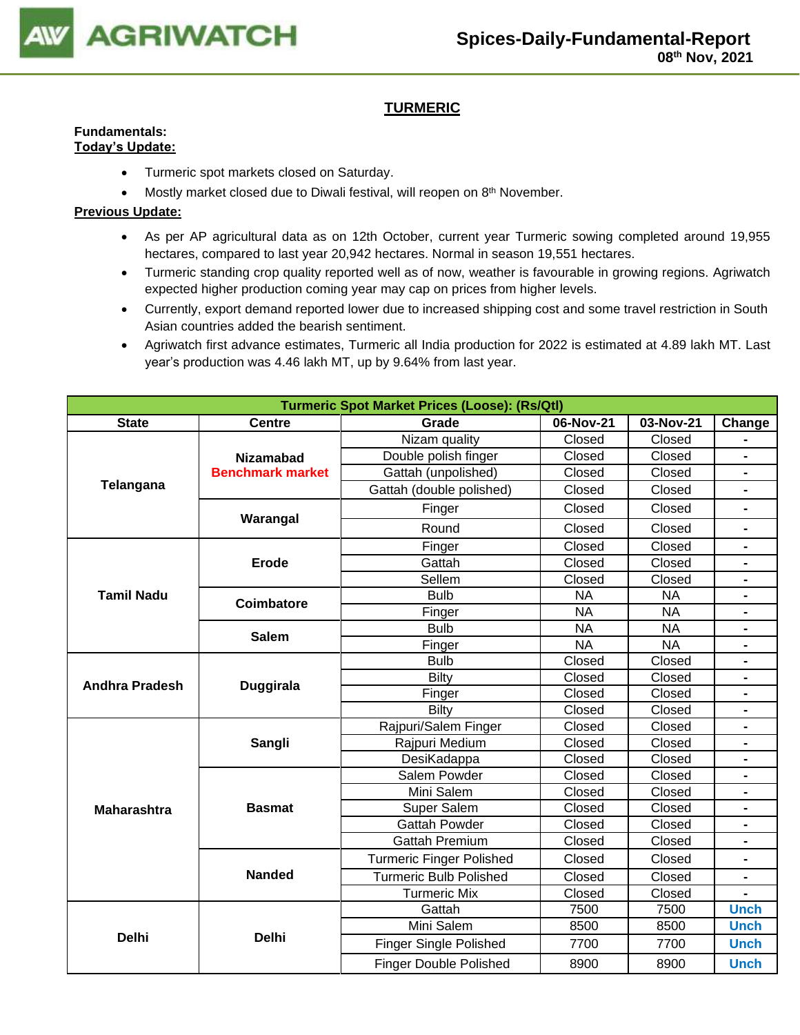## TURMERIC

**Fundamentals:**

**Today's Update:**

- Turmeric spot markets closed on Saturday.
- Mostly market closed due to Diwali festival, will reopen on 8th November.

**Previous Update:**

- As per AP agricultural data as on 12th October, current year Turmeric sowing completed around 19,955 hectares, compared to last year 20,942 hectares. Normal in season 19,551 hectares.
- Turmeric standing crop quality reported well as of now, weather is favourable in growing regions. Agriwatch expected higher production coming year may cap on prices from higher levels.
- Currently, export demand reported lower due to increased shipping cost and some travel restriction in South Asian countries added the bearish sentiment.
- Agriwatch first advance estimates, Turmeric all India production for 2022 is estimated at 4.89 lakh MT. Last year's production was 4.46 lakh MT, up by 9.64% from last year.

| Turmeric Spot Market Prices (Loose): (Rs/Qtl) | | | | | |
|---|---|---|---|---|---|
| State | Centre | Grade | 06-Nov-21 | 03-Nov-21 | Change |
| Telangana | Nizamabad Benchmark market | Nizam quality | Closed | Closed | - |
| | | Double polish finger | Closed | Closed | - |
| | | Gattah (unpolished) | Closed | Closed | - |
| | | Gattah (double polished) | Closed | Closed | - |
| | Warangal | Finger | Closed | Closed | - |
| | | Round | Closed | Closed | - |
| Tamil Nadu | Erode | Finger | Closed | Closed | - |
| | | Gattah | Closed | Closed | - |
| | | Sellem | Closed | Closed | - |
| | Coimbatore | Bulb | NA | NA | - |
| | | Finger | NA | NA | - |
| | Salem | Bulb | NA | NA | - |
| | | Finger | NA | NA | - |
| Andhra Pradesh | Duggirala | Bulb | Closed | Closed | - |
| | | Bilty | Closed | Closed | - |
| | | Finger | Closed | Closed | - |
| | | Bilty | Closed | Closed | - |
| Maharashtra | Sangli | Rajpuri/Salem Finger | Closed | Closed | - |
| | | Rajpuri Medium | Closed | Closed | - |
| | | DesiKadappa | Closed | Closed | - |
| | Basmat | Salem Powder | Closed | Closed | - |
| | | Mini Salem | Closed | Closed | - |
| | | Super Salem | Closed | Closed | - |
| | | Gattah Powder | Closed | Closed | - |
| | | Gattah Premium | Closed | Closed | - |
| | Nanded | Turmeric Finger Polished | Closed | Closed | - |
| | | Turmeric Bulb Polished | Closed | Closed | - |
| | | Turmeric Mix | Closed | Closed | - |
| Delhi | Delhi | Gattah | 7500 | 7500 | Unch |
| | | Mini Salem | 8500 | 8500 | Unch |
| | | Finger Single Polished | 7700 | 7700 | Unch |
| | | Finger Double Polished | 8900 | 8900 | Unch |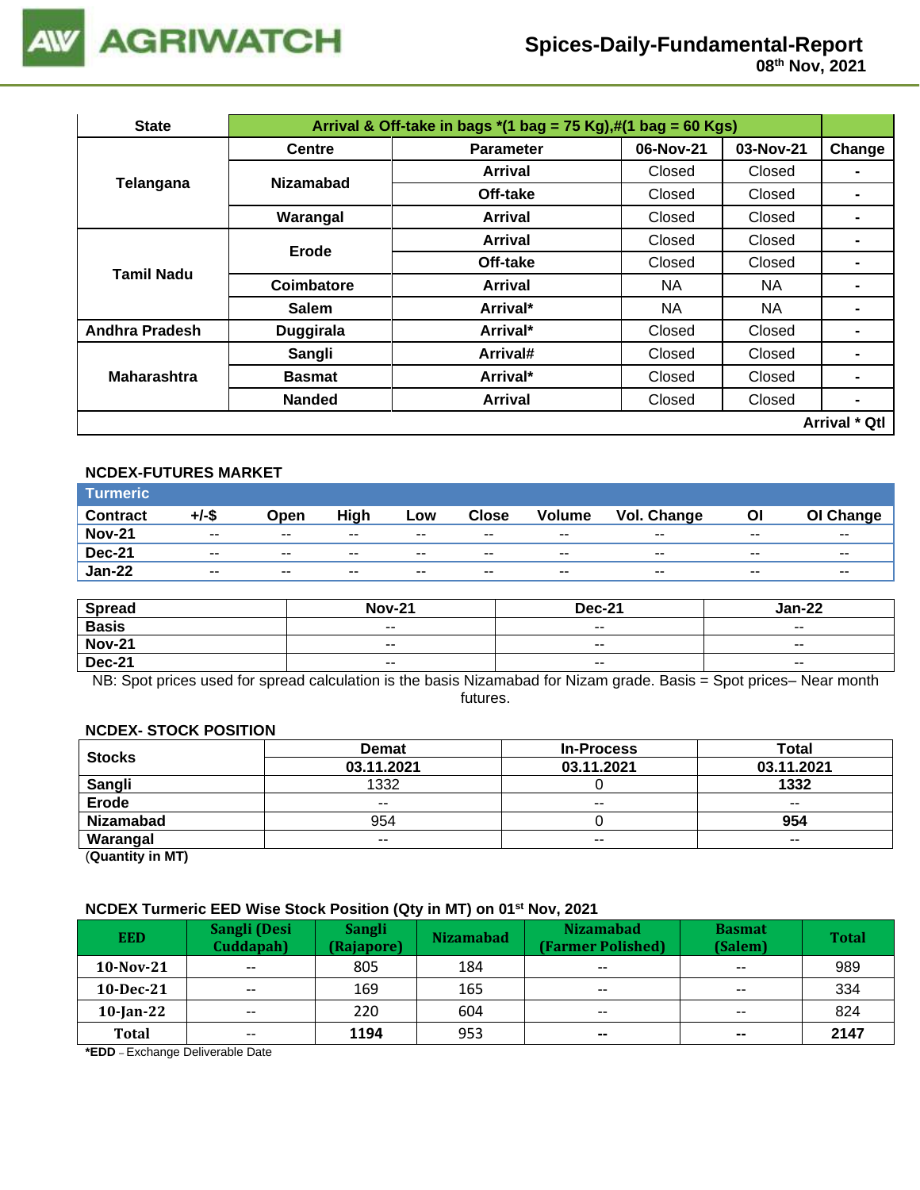# Spices-Daily-Fundamental-Report

08th Nov, 2021

| State | Arrival & Off-take in bags *(1 bag = 75 Kg),#(1 bag = 60 Kgs) | | | | |
|---|---|---|---|---|---|
| | Centre | Parameter | 06-Nov-21 | 03-Nov-21 | Change |
| Telangana | Nizamabad | Arrival | Closed | Closed | - |
| | | Off-take | Closed | Closed | - |
| | Warangal | Arrival | Closed | Closed | - |
| Tamil Nadu | Erode | Arrival | Closed | Closed | - |
| | | Off-take | Closed | Closed | - |
| | Coimbatore | Arrival | NA | NA | - |
| | Salem | Arrival* | NA | NA | - |
| Andhra Pradesh | Duggirala | Arrival* | Closed | Closed | - |
| Maharashtra | Sangli | Arrival# | Closed | Closed | - |
| | Basmat | Arrival* | Closed | Closed | - |
| | Nanded | Arrival | Closed | Closed | - |

Arrival * Qtl

### NCDEX-FUTURES MARKET

**Turmeric**

| Contract | +/-$ | Open | High | Low | Close | Volume | Vol. Change | OI | OI Change |
|---|---|---|---|---|---|---|---|---|---|
| Nov-21 | -- | -- | -- | -- | -- | -- | -- | -- | -- |
| Dec-21 | -- | -- | -- | -- | -- | -- | -- | -- | -- |
| Jan-22 | -- | -- | -- | -- | -- | -- | -- | -- | -- |

| Spread | Nov-21 | Dec-21 | Jan-22 |
|---|---|---|---|
| Basis | -- | -- | -- |
| Nov-21 | -- | -- | -- |
| Dec-21 | -- | -- | -- |

NB: Spot prices used for spread calculation is the basis Nizamabad for Nizam grade. Basis = Spot prices– Near month futures.

### NCDEX- STOCK POSITION

| Stocks | Demat | In-Process | Total |
|---|---|---|---|
| | 03.11.2021 | 03.11.2021 | 03.11.2021 |
| Sangli | 1332 | 0 | **1332** |
| Erode | -- | -- | -- |
| Nizamabad | 954 | 0 | **954** |
| Warangal | -- | -- | -- |

(**Quantity in MT**)

### NCDEX Turmeric EED Wise Stock Position (Qty in MT) on 01st Nov, 2021

| EED | Sangli (Desi Cuddapah) | Sangli (Rajapore) | Nizamabad | Nizamabad (Farmer Polished) | Basmat (Salem) | Total |
|---|---|---|---|---|---|---|
| 10-Nov-21 | -- | 805 | 184 | -- | -- | 989 |
| 10-Dec-21 | -- | 169 | 165 | -- | -- | 334 |
| 10-Jan-22 | -- | 220 | 604 | -- | -- | 824 |
| Total | -- | **1194** | 953 | **--** | **--** | **2147** |

***EDD** – Exchange Deliverable Date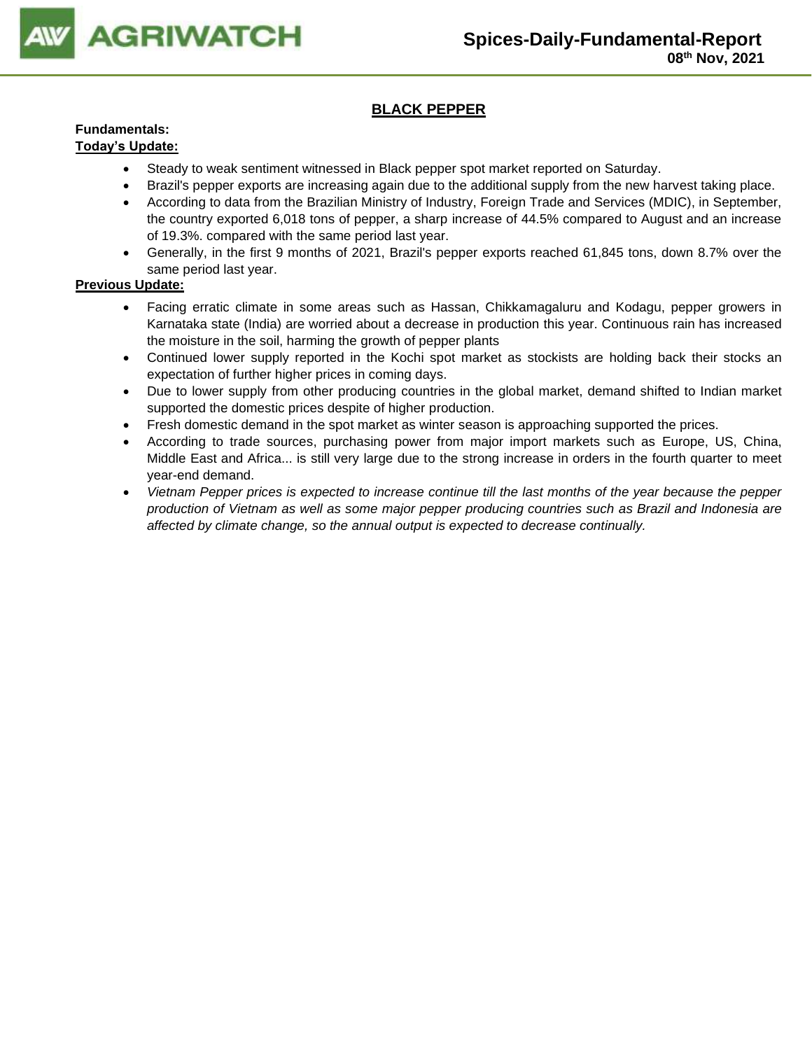## BLACK PEPPER

**Fundamentals:**

**Today's Update:**

- Steady to weak sentiment witnessed in Black pepper spot market reported on Saturday.
- Brazil's pepper exports are increasing again due to the additional supply from the new harvest taking place.
- According to data from the Brazilian Ministry of Industry, Foreign Trade and Services (MDIC), in September, the country exported 6,018 tons of pepper, a sharp increase of 44.5% compared to August and an increase of 19.3%. compared with the same period last year.
- Generally, in the first 9 months of 2021, Brazil's pepper exports reached 61,845 tons, down 8.7% over the same period last year.

**Previous Update:**

- Facing erratic climate in some areas such as Hassan, Chikkamagaluru and Kodagu, pepper growers in Karnataka state (India) are worried about a decrease in production this year. Continuous rain has increased the moisture in the soil, harming the growth of pepper plants
- Continued lower supply reported in the Kochi spot market as stockists are holding back their stocks an expectation of further higher prices in coming days.
- Due to lower supply from other producing countries in the global market, demand shifted to Indian market supported the domestic prices despite of higher production.
- Fresh domestic demand in the spot market as winter season is approaching supported the prices.
- According to trade sources, purchasing power from major import markets such as Europe, US, China, Middle East and Africa... is still very large due to the strong increase in orders in the fourth quarter to meet year-end demand.
- *Vietnam Pepper prices is expected to increase continue till the last months of the year because the pepper production of Vietnam as well as some major pepper producing countries such as Brazil and Indonesia are affected by climate change, so the annual output is expected to decrease continually.*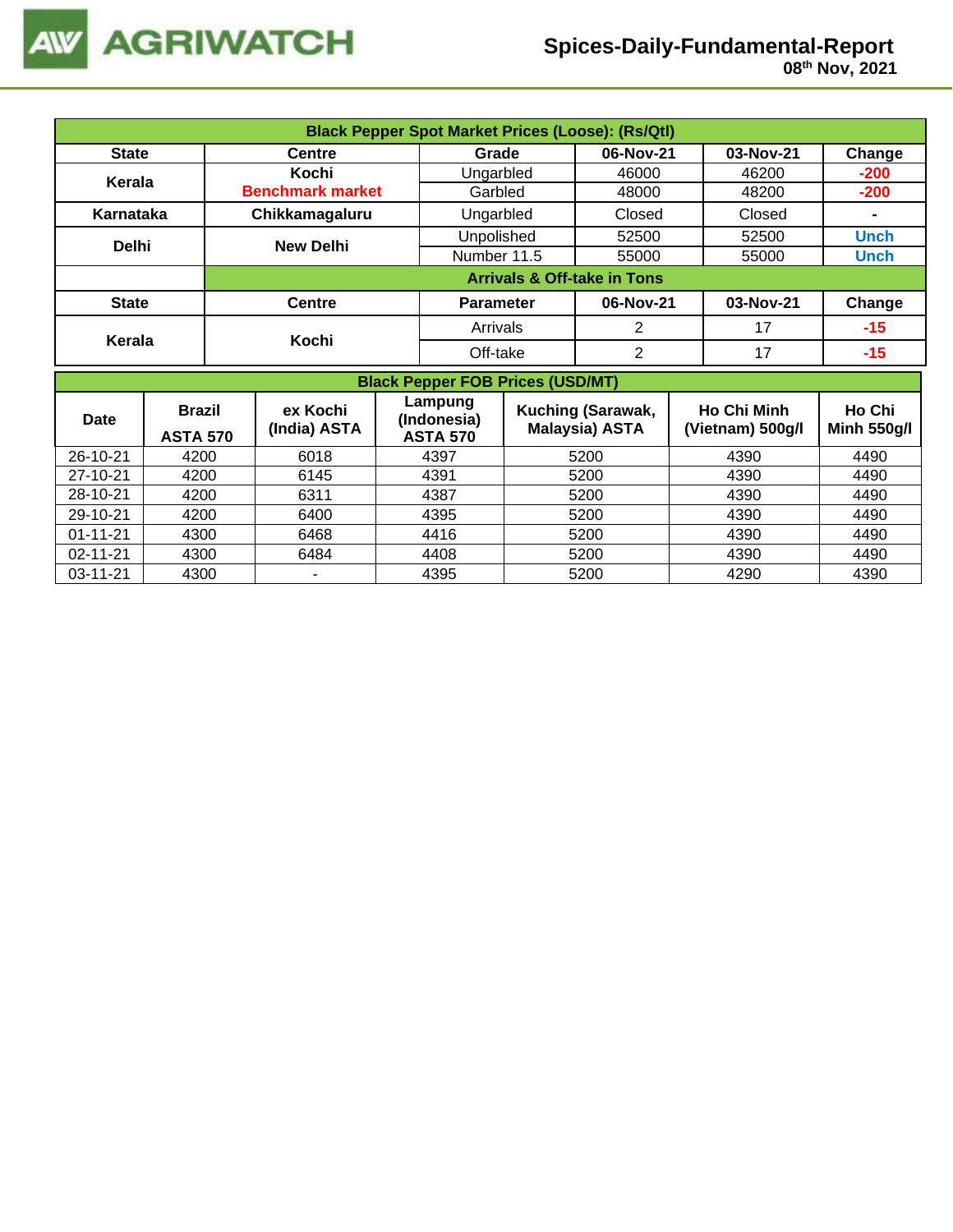**Black Pepper Spot Market Prices (Loose): (Rs/Qtl)**

| State | Centre | Grade | 06-Nov-21 | 03-Nov-21 | Change |
|---|---|---|---|---|---|
| Kerala | Kochi Benchmark market | Ungarbled | 46000 | 46200 | -200 |
| | | Garbled | 48000 | 48200 | -200 |
| Karnataka | Chikkamagaluru | Ungarbled | Closed | Closed | - |
| Delhi | New Delhi | Unpolished | 52500 | 52500 | Unch |
| | | Number 11.5 | 55000 | 55000 | Unch |

**Arrivals & Off-take in Tons**

| State | Centre | Parameter | 06-Nov-21 | 03-Nov-21 | Change |
|---|---|---|---|---|---|
| Kerala | Kochi | Arrivals | 2 | 17 | -15 |
| | | Off-take | 2 | 17 | -15 |

**Black Pepper FOB Prices (USD/MT)**

| Date | Brazil ASTA 570 | ex Kochi (India) ASTA | Lampung (Indonesia) ASTA 570 | Kuching (Sarawak, Malaysia) ASTA | Ho Chi Minh (Vietnam) 500g/l | Ho Chi Minh 550g/l |
|---|---|---|---|---|---|---|
| 26-10-21 | 4200 | 6018 | 4397 | 5200 | 4390 | 4490 |
| 27-10-21 | 4200 | 6145 | 4391 | 5200 | 4390 | 4490 |
| 28-10-21 | 4200 | 6311 | 4387 | 5200 | 4390 | 4490 |
| 29-10-21 | 4200 | 6400 | 4395 | 5200 | 4390 | 4490 |
| 01-11-21 | 4300 | 6468 | 4416 | 5200 | 4390 | 4490 |
| 02-11-21 | 4300 | 6484 | 4408 | 5200 | 4390 | 4490 |
| 03-11-21 | 4300 | - | 4395 | 5200 | 4290 | 4390 |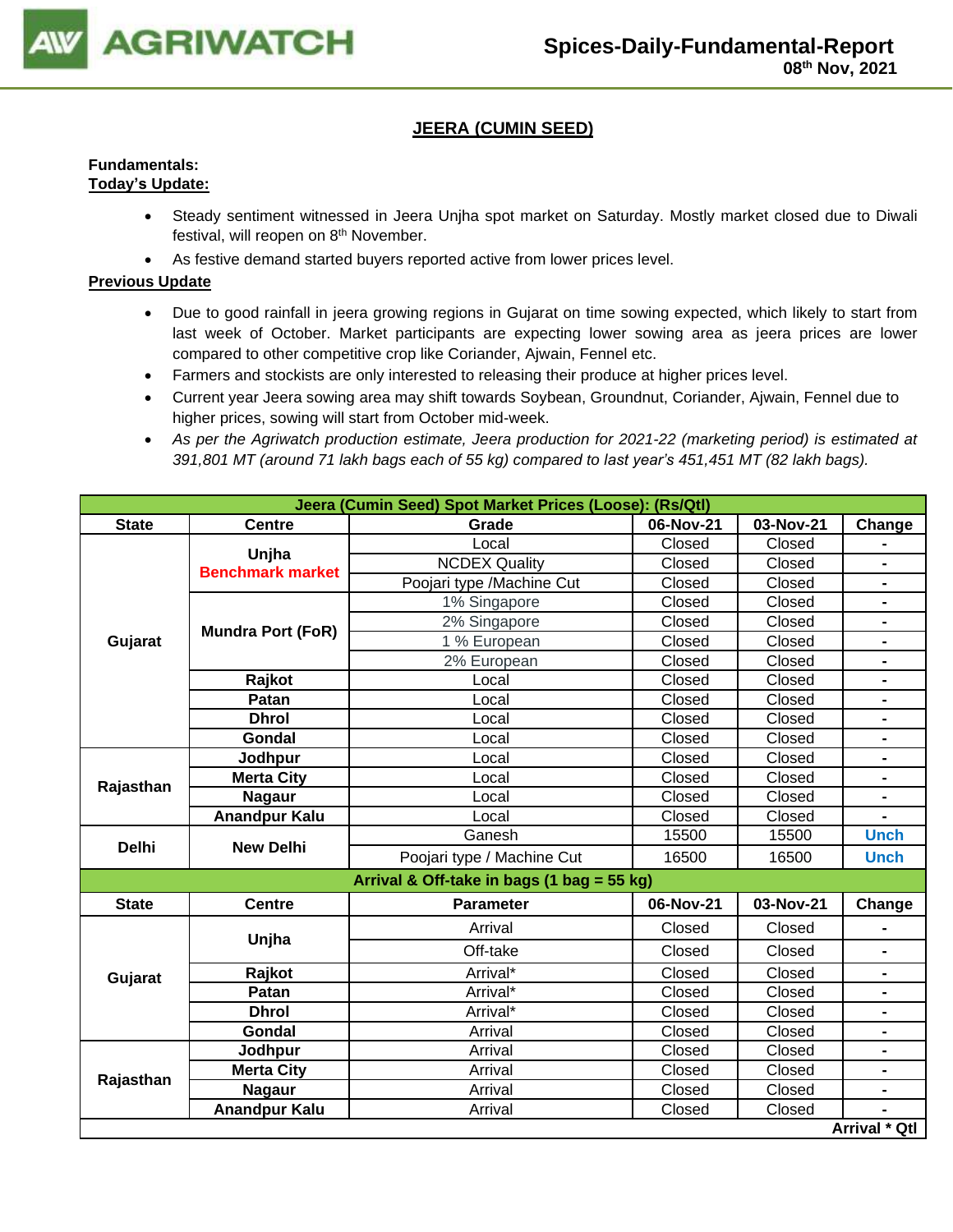## JEERA (CUMIN SEED)

**Fundamentals:**
**Today's Update:**

- Steady sentiment witnessed in Jeera Unjha spot market on Saturday. Mostly market closed due to Diwali festival, will reopen on 8th November.
- As festive demand started buyers reported active from lower prices level.

**Previous Update**

- Due to good rainfall in jeera growing regions in Gujarat on time sowing expected, which likely to start from last week of October. Market participants are expecting lower sowing area as jeera prices are lower compared to other competitive crop like Coriander, Ajwain, Fennel etc.
- Farmers and stockists are only interested to releasing their produce at higher prices level.
- Current year Jeera sowing area may shift towards Soybean, Groundnut, Coriander, Ajwain, Fennel due to higher prices, sowing will start from October mid-week.
- *As per the Agriwatch production estimate, Jeera production for 2021-22 (marketing period) is estimated at 391,801 MT (around 71 lakh bags each of 55 kg) compared to last year's 451,451 MT (82 lakh bags).*

| Jeera (Cumin Seed) Spot Market Prices (Loose): (Rs/Qtl) | | | | | |
|---|---|---|---|---|---|
| **State** | **Centre** | **Grade** | **06-Nov-21** | **03-Nov-21** | **Change** |
| Gujarat | Unjha Benchmark market | Local | Closed | Closed | - |
| | | NCDEX Quality | Closed | Closed | - |
| | | Poojari type /Machine Cut | Closed | Closed | - |
| | Mundra Port (FoR) | 1% Singapore | Closed | Closed | - |
| | | 2% Singapore | Closed | Closed | - |
| | | 1 % European | Closed | Closed | - |
| | | 2% European | Closed | Closed | - |
| | Rajkot | Local | Closed | Closed | - |
| | Patan | Local | Closed | Closed | - |
| | Dhrol | Local | Closed | Closed | - |
| | Gondal | Local | Closed | Closed | - |
| Rajasthan | Jodhpur | Local | Closed | Closed | - |
| | Merta City | Local | Closed | Closed | - |
| | Nagaur | Local | Closed | Closed | - |
| | Anandpur Kalu | Local | Closed | Closed | - |
| Delhi | New Delhi | Ganesh | 15500 | 15500 | Unch |
| | | Poojari type / Machine Cut | 16500 | 16500 | Unch |

| Arrival & Off-take in bags (1 bag = 55 kg) | | | | | |
|---|---|---|---|---|---|
| **State** | **Centre** | **Parameter** | **06-Nov-21** | **03-Nov-21** | **Change** |
| Gujarat | Unjha | Arrival | Closed | Closed | - |
| | | Off-take | Closed | Closed | - |
| | Rajkot | Arrival* | Closed | Closed | - |
| | Patan | Arrival* | Closed | Closed | - |
| | Dhrol | Arrival* | Closed | Closed | - |
| | Gondal | Arrival | Closed | Closed | - |
| Rajasthan | Jodhpur | Arrival | Closed | Closed | - |
| | Merta City | Arrival | Closed | Closed | - |
| | Nagaur | Arrival | Closed | Closed | - |
| | Anandpur Kalu | Arrival | Closed | Closed | - |
| | | | | | **Arrival * Qtl** |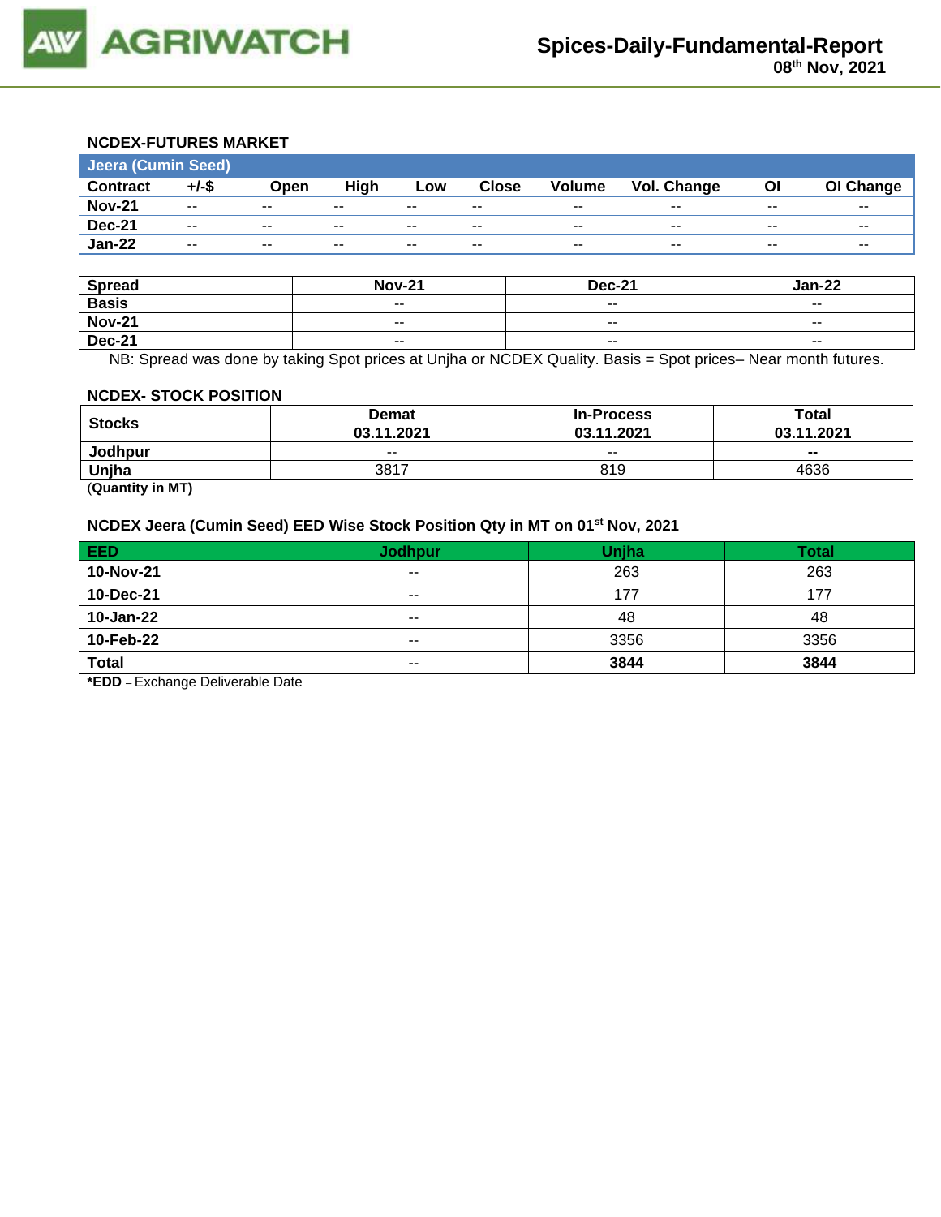### NCDEX-FUTURES MARKET

| Jeera (Cumin Seed) | | | | | | | | | |
|---|---|---|---|---|---|---|---|---|---|
| **Contract** | **+/-$** | **Open** | **High** | **Low** | **Close** | **Volume** | **Vol. Change** | **OI** | **OI Change** |
| **Nov-21** | -- | -- | -- | -- | -- | -- | -- | -- | -- |
| **Dec-21** | -- | -- | -- | -- | -- | -- | -- | -- | -- |
| **Jan-22** | -- | -- | -- | -- | -- | -- | -- | -- | -- |

| Spread | Nov-21 | Dec-21 | Jan-22 |
|---|---|---|---|
| **Basis** | -- | -- | -- |
| **Nov-21** | -- | -- | -- |
| **Dec-21** | -- | -- | -- |

NB: Spread was done by taking Spot prices at Unjha or NCDEX Quality. Basis = Spot prices– Near month futures.

### NCDEX- STOCK POSITION

| Stocks | Demat | In-Process | Total |
|---|---|---|---|
| | **03.11.2021** | **03.11.2021** | **03.11.2021** |
| **Jodhpur** | -- | -- | **--** |
| **Unjha** | 3817 | 819 | 4636 |

(**Quantity in MT**)

### NCDEX Jeera (Cumin Seed) EED Wise Stock Position Qty in MT on 01st Nov, 2021

| EED | Jodhpur | Unjha | Total |
|---|---|---|---|
| **10-Nov-21** | -- | 263 | 263 |
| **10-Dec-21** | -- | 177 | 177 |
| **10-Jan-22** | -- | 48 | 48 |
| **10-Feb-22** | -- | 3356 | 3356 |
| **Total** | -- | **3844** | **3844** |

***EDD** – Exchange Deliverable Date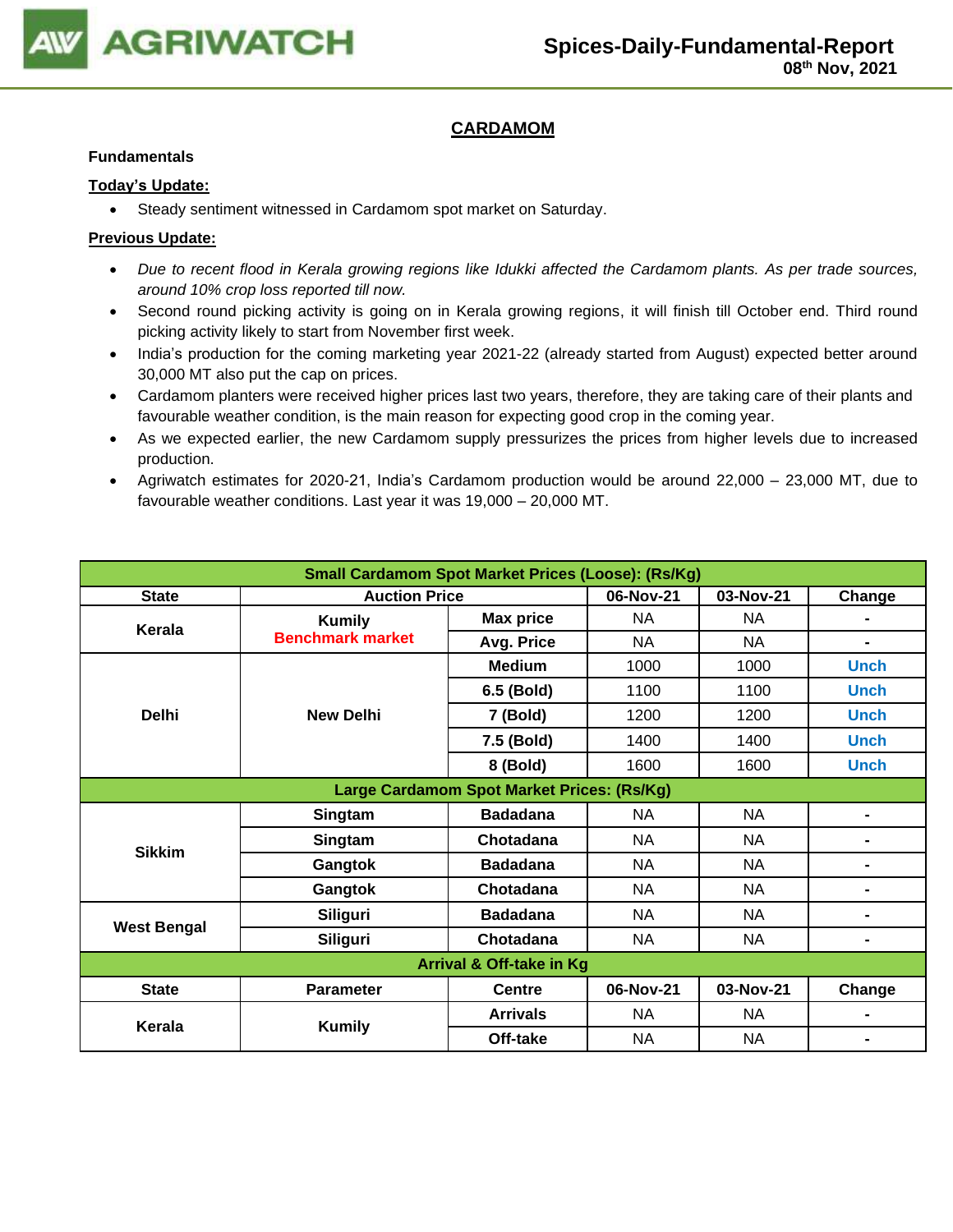## CARDAMOM

**Fundamentals**

**Today's Update:**

- Steady sentiment witnessed in Cardamom spot market on Saturday.

**Previous Update:**

- *Due to recent flood in Kerala growing regions like Idukki affected the Cardamom plants. As per trade sources, around 10% crop loss reported till now.*
- Second round picking activity is going on in Kerala growing regions, it will finish till October end. Third round picking activity likely to start from November first week.
- India's production for the coming marketing year 2021-22 (already started from August) expected better around 30,000 MT also put the cap on prices.
- Cardamom planters were received higher prices last two years, therefore, they are taking care of their plants and favourable weather condition, is the main reason for expecting good crop in the coming year.
- As we expected earlier, the new Cardamom supply pressurizes the prices from higher levels due to increased production.
- Agriwatch estimates for 2020-21, India's Cardamom production would be around 22,000 – 23,000 MT, due to favourable weather conditions. Last year it was 19,000 – 20,000 MT.

| Small Cardamom Spot Market Prices (Loose): (Rs/Kg) | | | | | |
|---|---|---|---|---|---|
| **State** | **Auction Price** | | **06-Nov-21** | **03-Nov-21** | **Change** |
| **Kerala** | **Kumily** **Benchmark market** | **Max price** | NA | NA | - |
| | | **Avg. Price** | NA | NA | - |
| **Delhi** | **New Delhi** | **Medium** | 1000 | 1000 | Unch |
| | | **6.5 (Bold)** | 1100 | 1100 | Unch |
| | | **7 (Bold)** | 1200 | 1200 | Unch |
| | | **7.5 (Bold)** | 1400 | 1400 | Unch |
| | | **8 (Bold)** | 1600 | 1600 | Unch |
| **Large Cardamom Spot Market Prices: (Rs/Kg)** | | | | | |
| **Sikkim** | **Singtam** | **Badadana** | NA | NA | - |
| | **Singtam** | **Chotadana** | NA | NA | - |
| | **Gangtok** | **Badadana** | NA | NA | - |
| | **Gangtok** | **Chotadana** | NA | NA | - |
| **West Bengal** | **Siliguri** | **Badadana** | NA | NA | - |
| | **Siliguri** | **Chotadana** | NA | NA | - |
| **Arrival & Off-take in Kg** | | | | | |
| **State** | **Parameter** | **Centre** | **06-Nov-21** | **03-Nov-21** | **Change** |
| **Kerala** | **Kumily** | **Arrivals** | NA | NA | - |
| | | **Off-take** | NA | NA | - |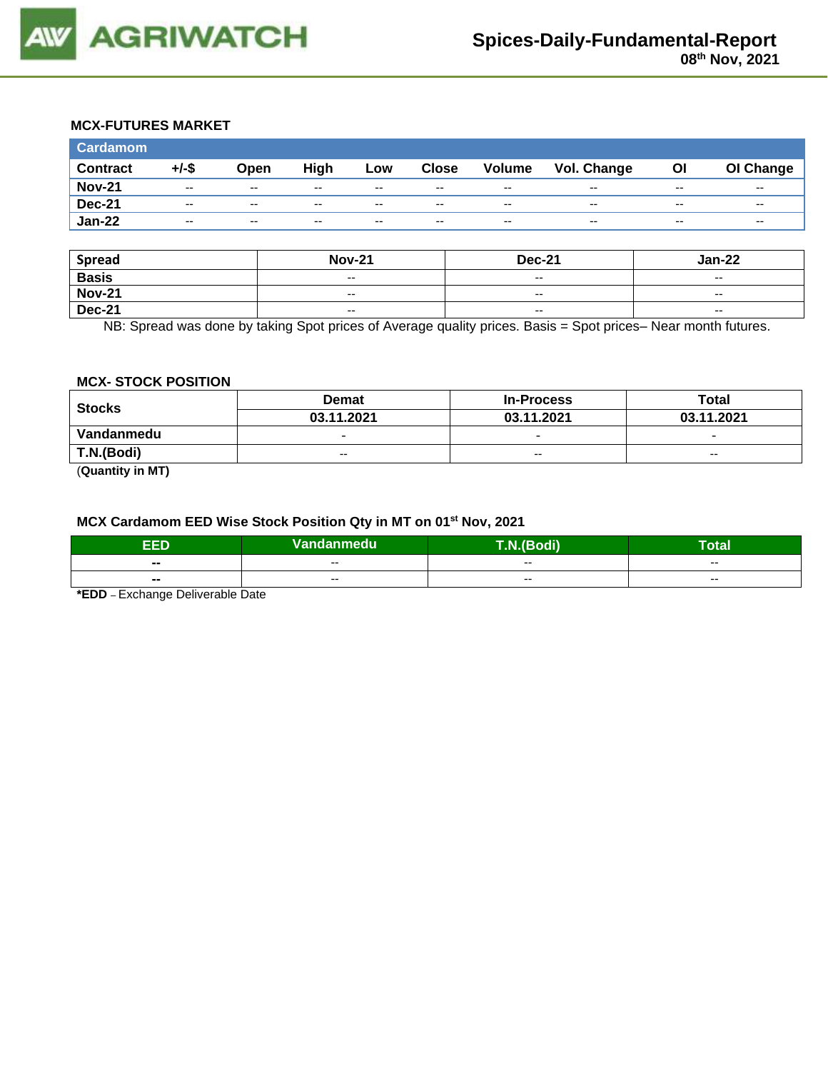### MCX-FUTURES MARKET

| Cardamom | | | | | | | | | |
|---|---|---|---|---|---|---|---|---|---|
| **Contract** | **+/-$** | **Open** | **High** | **Low** | **Close** | **Volume** | **Vol. Change** | **OI** | **OI Change** |
| **Nov-21** | -- | -- | -- | -- | -- | -- | -- | -- | -- |
| **Dec-21** | -- | -- | -- | -- | -- | -- | -- | -- | -- |
| **Jan-22** | -- | -- | -- | -- | -- | -- | -- | -- | -- |

| Spread | Nov-21 | Dec-21 | Jan-22 |
|---|---|---|---|
| **Basis** | -- | -- | -- |
| **Nov-21** | -- | -- | -- |
| **Dec-21** | -- | -- | -- |

NB: Spread was done by taking Spot prices of Average quality prices. Basis = Spot prices– Near month futures.

### MCX- STOCK POSITION

| Stocks | Demat | In-Process | Total |
|---|---|---|---|
| | 03.11.2021 | 03.11.2021 | 03.11.2021 |
| **Vandanmedu** | - | - | - |
| **T.N.(Bodi)** | -- | -- | -- |

(**Quantity in MT)**

### MCX Cardamom EED Wise Stock Position Qty in MT on 01st Nov, 2021

| EED | Vandanmedu | T.N.(Bodi) | Total |
|---|---|---|---|
| **--** | -- | -- | -- |
| **--** | -- | -- | -- |

***EDD** – Exchange Deliverable Date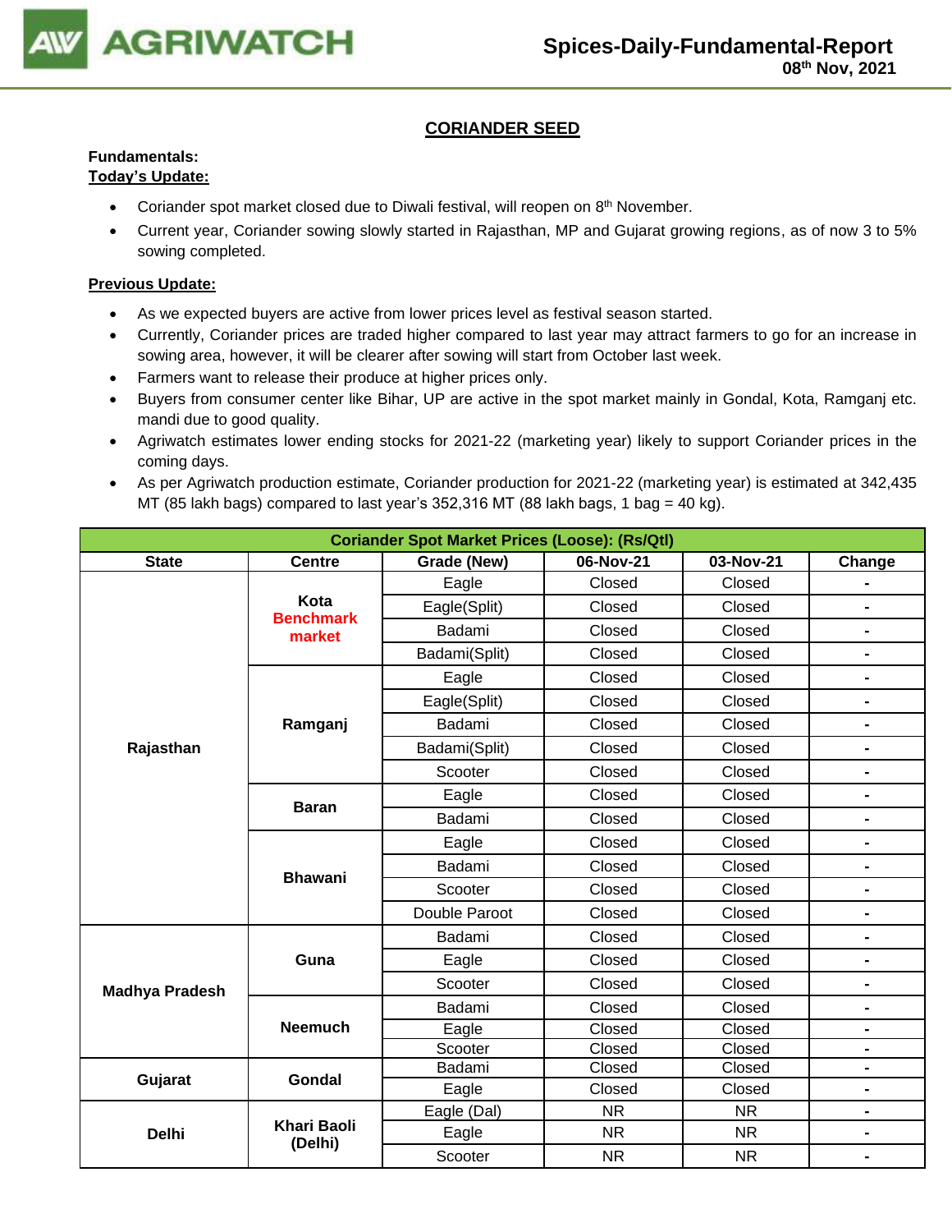## CORIANDER SEED

**Fundamentals:**

**Today's Update:**

- Coriander spot market closed due to Diwali festival, will reopen on 8th November.
- Current year, Coriander sowing slowly started in Rajasthan, MP and Gujarat growing regions, as of now 3 to 5% sowing completed.

**Previous Update:**

- As we expected buyers are active from lower prices level as festival season started.
- Currently, Coriander prices are traded higher compared to last year may attract farmers to go for an increase in sowing area, however, it will be clearer after sowing will start from October last week.
- Farmers want to release their produce at higher prices only.
- Buyers from consumer center like Bihar, UP are active in the spot market mainly in Gondal, Kota, Ramganj etc. mandi due to good quality.
- Agriwatch estimates lower ending stocks for 2021-22 (marketing year) likely to support Coriander prices in the coming days.
- As per Agriwatch production estimate, Coriander production for 2021-22 (marketing year) is estimated at 342,435 MT (85 lakh bags) compared to last year's 352,316 MT (88 lakh bags, 1 bag = 40 kg).

| Coriander Spot Market Prices (Loose): (Rs/Qtl) | | | | | |
|---|---|---|---|---|---|
| **State** | **Centre** | **Grade (New)** | **06-Nov-21** | **03-Nov-21** | **Change** |
| **Rajasthan** | **Kota Benchmark market** | Eagle | Closed | Closed | - |
| | | Eagle(Split) | Closed | Closed | - |
| | | Badami | Closed | Closed | - |
| | | Badami(Split) | Closed | Closed | - |
| | **Ramganj** | Eagle | Closed | Closed | - |
| | | Eagle(Split) | Closed | Closed | - |
| | | Badami | Closed | Closed | - |
| | | Badami(Split) | Closed | Closed | - |
| | | Scooter | Closed | Closed | - |
| | **Baran** | Eagle | Closed | Closed | - |
| | | Badami | Closed | Closed | - |
| | **Bhawani** | Eagle | Closed | Closed | - |
| | | Badami | Closed | Closed | - |
| | | Scooter | Closed | Closed | - |
| | | Double Paroot | Closed | Closed | - |
| **Madhya Pradesh** | **Guna** | Badami | Closed | Closed | - |
| | | Eagle | Closed | Closed | - |
| | | Scooter | Closed | Closed | - |
| | **Neemuch** | Badami | Closed | Closed | - |
| | | Eagle | Closed | Closed | - |
| | | Scooter | Closed | Closed | - |
| **Gujarat** | **Gondal** | Badami | Closed | Closed | - |
| | | Eagle | Closed | Closed | - |
| **Delhi** | **Khari Baoli (Delhi)** | Eagle (Dal) | NR | NR | - |
| | | Eagle | NR | NR | - |
| | | Scooter | NR | NR | - |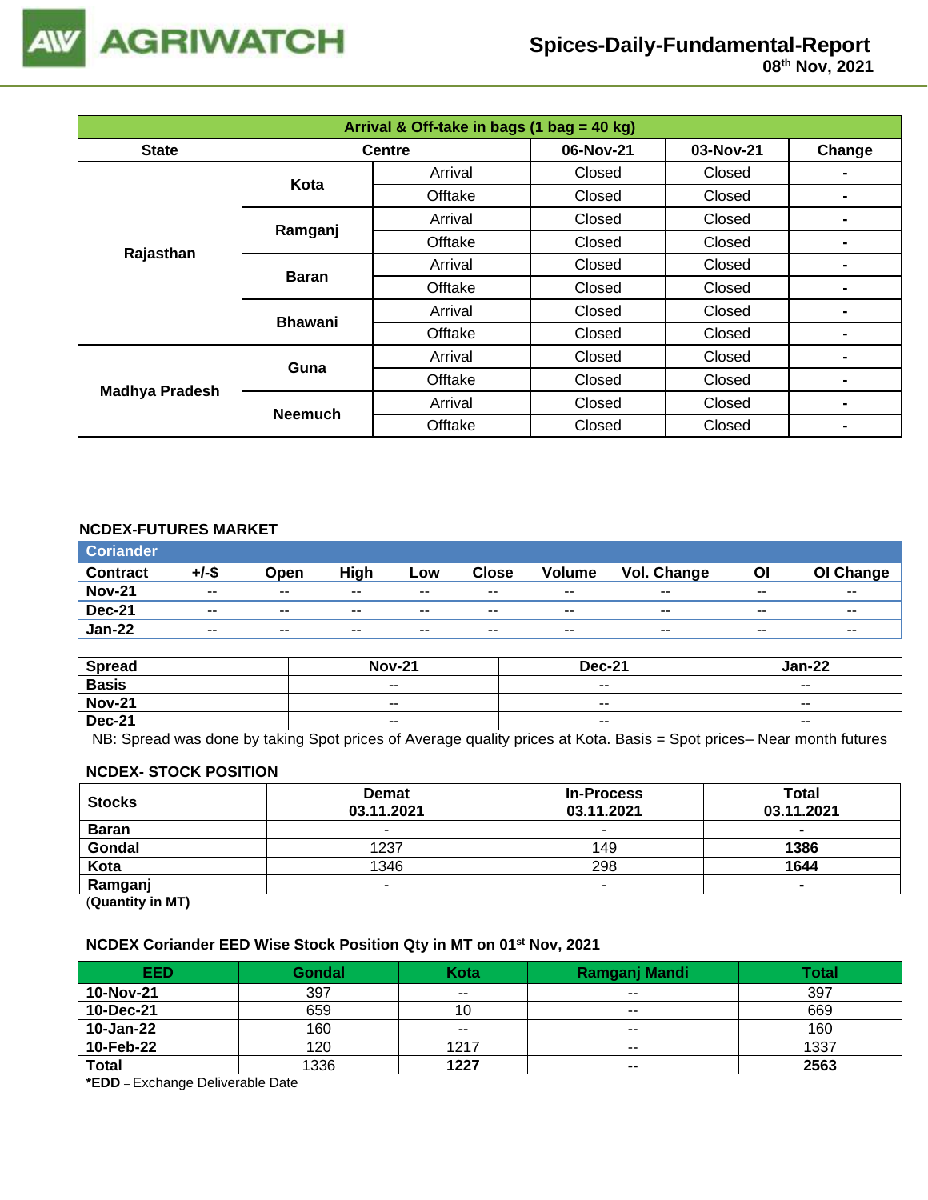| Arrival & Off-take in bags (1 bag = 40 kg) | | | | | |
|---|---|---|---|---|---|
| **State** | **Centre** | | **06-Nov-21** | **03-Nov-21** | **Change** |
| **Rajasthan** | **Kota** | Arrival | Closed | Closed | - |
| | | Offtake | Closed | Closed | - |
| | **Ramganj** | Arrival | Closed | Closed | - |
| | | Offtake | Closed | Closed | - |
| | **Baran** | Arrival | Closed | Closed | - |
| | | Offtake | Closed | Closed | - |
| | **Bhawani** | Arrival | Closed | Closed | - |
| | | Offtake | Closed | Closed | - |
| **Madhya Pradesh** | **Guna** | Arrival | Closed | Closed | - |
| | | Offtake | Closed | Closed | - |
| | **Neemuch** | Arrival | Closed | Closed | - |
| | | Offtake | Closed | Closed | - |

## NCDEX-FUTURES MARKET

| Coriander | | | | | | | | | |
|---|---|---|---|---|---|---|---|---|---|
| **Contract** | **+/-$** | **Open** | **High** | **Low** | **Close** | **Volume** | **Vol. Change** | **OI** | **OI Change** |
| **Nov-21** | -- | -- | -- | -- | -- | -- | -- | -- | -- |
| **Dec-21** | -- | -- | -- | -- | -- | -- | -- | -- | -- |
| **Jan-22** | -- | -- | -- | -- | -- | -- | -- | -- | -- |

| Spread | Nov-21 | Dec-21 | Jan-22 |
|---|---|---|---|
| **Basis** | -- | -- | -- |
| **Nov-21** | -- | -- | -- |
| **Dec-21** | -- | -- | -- |

NB: Spread was done by taking Spot prices of Average quality prices at Kota. Basis = Spot prices– Near month futures

## NCDEX- STOCK POSITION

| Stocks | Demat | In-Process | Total |
|---|---|---|---|
| | **03.11.2021** | **03.11.2021** | **03.11.2021** |
| **Baran** | - | - | **-** |
| **Gondal** | 1237 | 149 | **1386** |
| **Kota** | 1346 | 298 | **1644** |
| **Ramganj** | - | - | **-** |

(**Quantity in MT)**

## NCDEX Coriander EED Wise Stock Position Qty in MT on 01st Nov, 2021

| EED | Gondal | Kota | Ramganj Mandi | Total |
|---|---|---|---|---|
| **10-Nov-21** | 397 | -- | -- | 397 |
| **10-Dec-21** | 659 | 10 | -- | 669 |
| **10-Jan-22** | 160 | -- | -- | 160 |
| **10-Feb-22** | 120 | 1217 | -- | 1337 |
| **Total** | 1336 | **1227** | **--** | **2563** |

***EDD** – Exchange Deliverable Date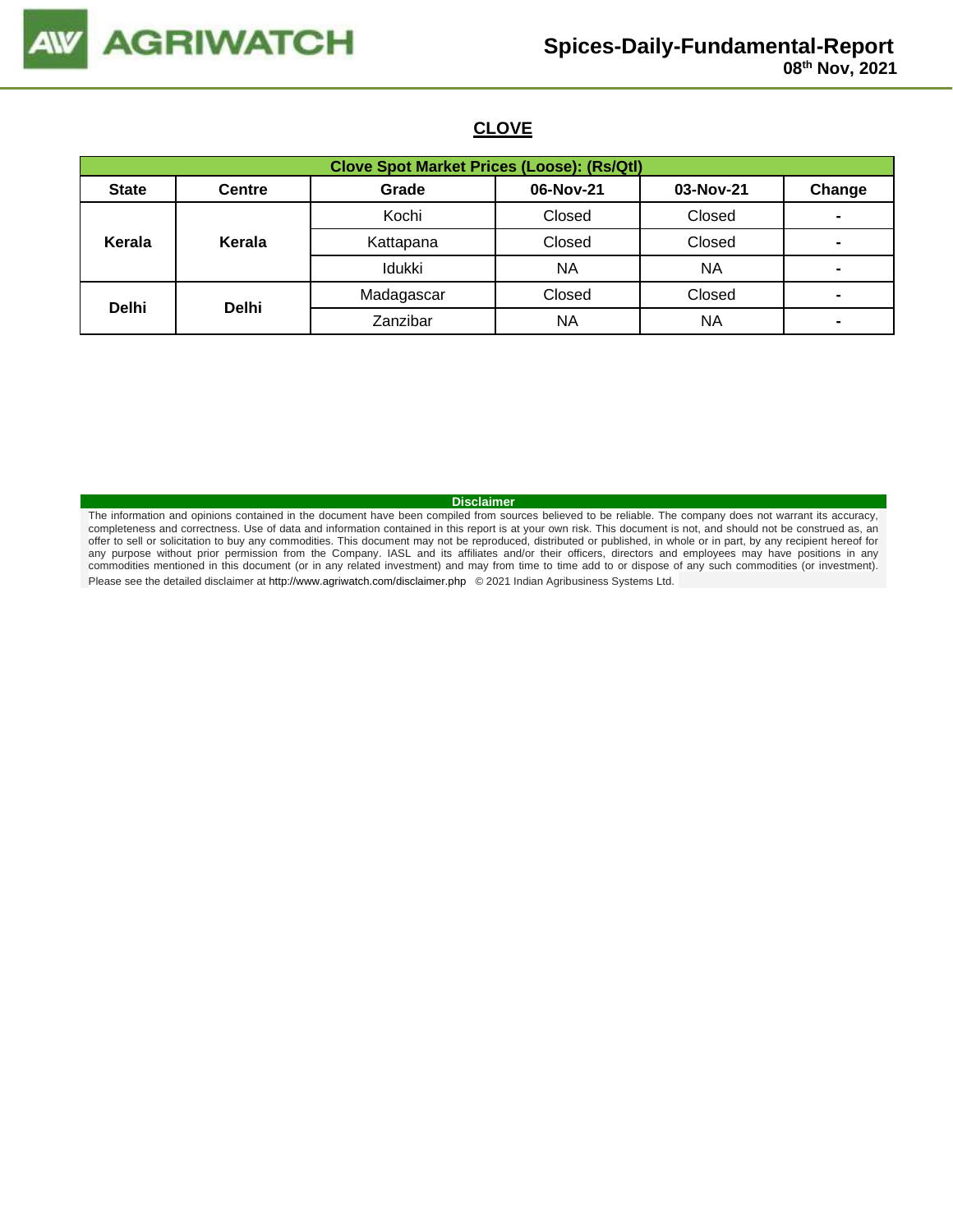## CLOVE

| Clove Spot Market Prices (Loose): (Rs/Qtl) | | | | | |
|---|---|---|---|---|---|
| **State** | **Centre** | **Grade** | **06-Nov-21** | **03-Nov-21** | **Change** |
| **Kerala** | **Kerala** | Kochi | Closed | Closed | - |
| | | Kattapana | Closed | Closed | - |
| | | Idukki | NA | NA | - |
| **Delhi** | **Delhi** | Madagascar | Closed | Closed | - |
| | | Zanzibar | NA | NA | - |

**Disclaimer**

The information and opinions contained in the document have been compiled from sources believed to be reliable. The company does not warrant its accuracy, completeness and correctness. Use of data and information contained in this report is at your own risk. This document is not, and should not be construed as, an offer to sell or solicitation to buy any commodities. This document may not be reproduced, distributed or published, in whole or in part, by any recipient hereof for any purpose without prior permission from the Company. IASL and its affiliates and/or their officers, directors and employees may have positions in any commodities mentioned in this document (or in any related investment) and may from time to time add to or dispose of any such commodities (or investment). Please see the detailed disclaimer at http://www.agriwatch.com/disclaimer.php © 2021 Indian Agribusiness Systems Ltd.